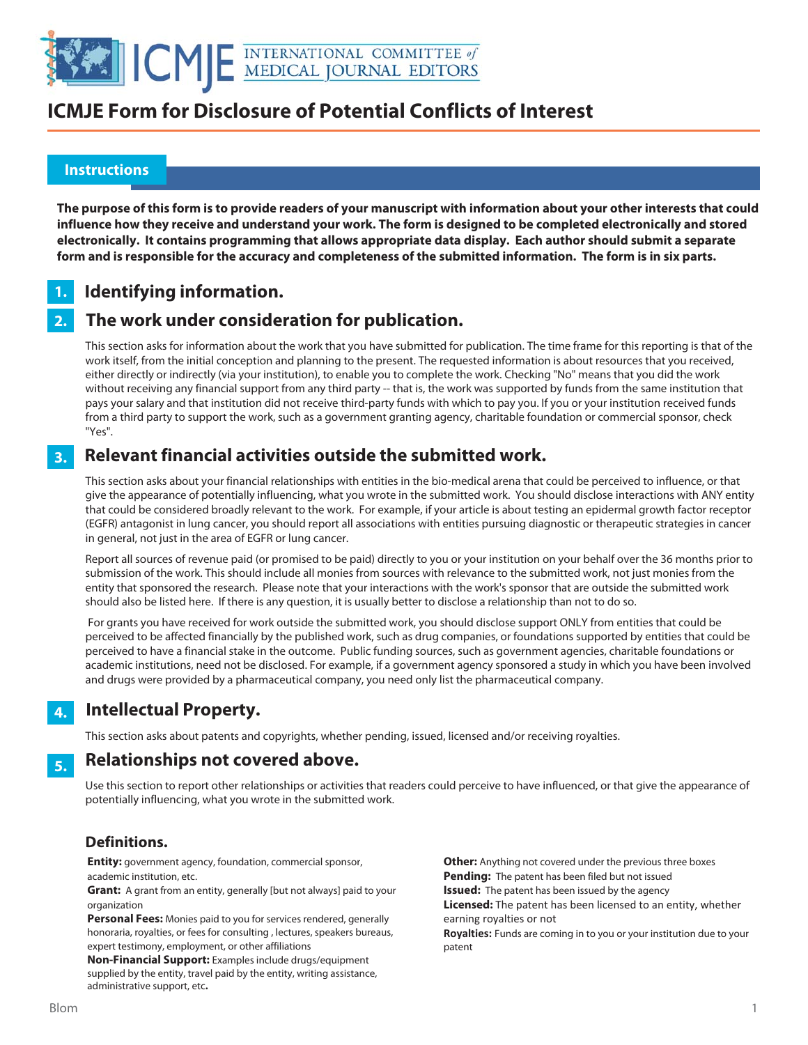# ICMJE Form for Disclosure of Potential Conflicts of Interest

## Instructions

**The purpose of this form is to provide readers of your manuscript with information about your other interests that could influence how they receive and understand your work. The form is designed to be completed electronically and stored electronically. It contains programming that allows appropriate data display. Each author should submit a separate form and is responsible for the accuracy and completeness of the submitted information. The form is in six parts.**

## 1. Identifying information.

## 2. The work under consideration for publication.

This section asks for information about the work that you have submitted for publication. The time frame for this reporting is that of the work itself, from the initial conception and planning to the present. The requested information is about resources that you received, either directly or indirectly (via your institution), to enable you to complete the work. Checking "No" means that you did the work without receiving any financial support from any third party -- that is, the work was supported by funds from the same institution that pays your salary and that institution did not receive third-party funds with which to pay you. If you or your institution received funds from a third party to support the work, such as a government granting agency, charitable foundation or commercial sponsor, check "Yes".

## 3. Relevant financial activities outside the submitted work.

This section asks about your financial relationships with entities in the bio-medical arena that could be perceived to influence, or that give the appearance of potentially influencing, what you wrote in the submitted work. You should disclose interactions with ANY entity that could be considered broadly relevant to the work. For example, if your article is about testing an epidermal growth factor receptor (EGFR) antagonist in lung cancer, you should report all associations with entities pursuing diagnostic or therapeutic strategies in cancer in general, not just in the area of EGFR or lung cancer.

Report all sources of revenue paid (or promised to be paid) directly to you or your institution on your behalf over the 36 months prior to submission of the work. This should include all monies from sources with relevance to the submitted work, not just monies from the entity that sponsored the research. Please note that your interactions with the work's sponsor that are outside the submitted work should also be listed here. If there is any question, it is usually better to disclose a relationship than not to do so.

For grants you have received for work outside the submitted work, you should disclose support ONLY from entities that could be perceived to be affected financially by the published work, such as drug companies, or foundations supported by entities that could be perceived to have a financial stake in the outcome. Public funding sources, such as government agencies, charitable foundations or academic institutions, need not be disclosed. For example, if a government agency sponsored a study in which you have been involved and drugs were provided by a pharmaceutical company, you need only list the pharmaceutical company.

## 4. Intellectual Property.

This section asks about patents and copyrights, whether pending, issued, licensed and/or receiving royalties.

## 5. Relationships not covered above.

Use this section to report other relationships or activities that readers could perceive to have influenced, or that give the appearance of potentially influencing, what you wrote in the submitted work.

### Definitions.

**Entity:** government agency, foundation, commercial sponsor, academic institution, etc.

**Grant:** A grant from an entity, generally [but not always] paid to your organization

**Personal Fees:** Monies paid to you for services rendered, generally honoraria, royalties, or fees for consulting , lectures, speakers bureaus, expert testimony, employment, or other affiliations

**Non-Financial Support:** Examples include drugs/equipment supplied by the entity, travel paid by the entity, writing assistance, administrative support, etc**.**

**Other:** Anything not covered under the previous three boxes

**Pending:** The patent has been filed but not issued

**Issued:** The patent has been issued by the agency

**Licensed:** The patent has been licensed to an entity, whether earning royalties or not

**Royalties:** Funds are coming in to you or your institution due to your patent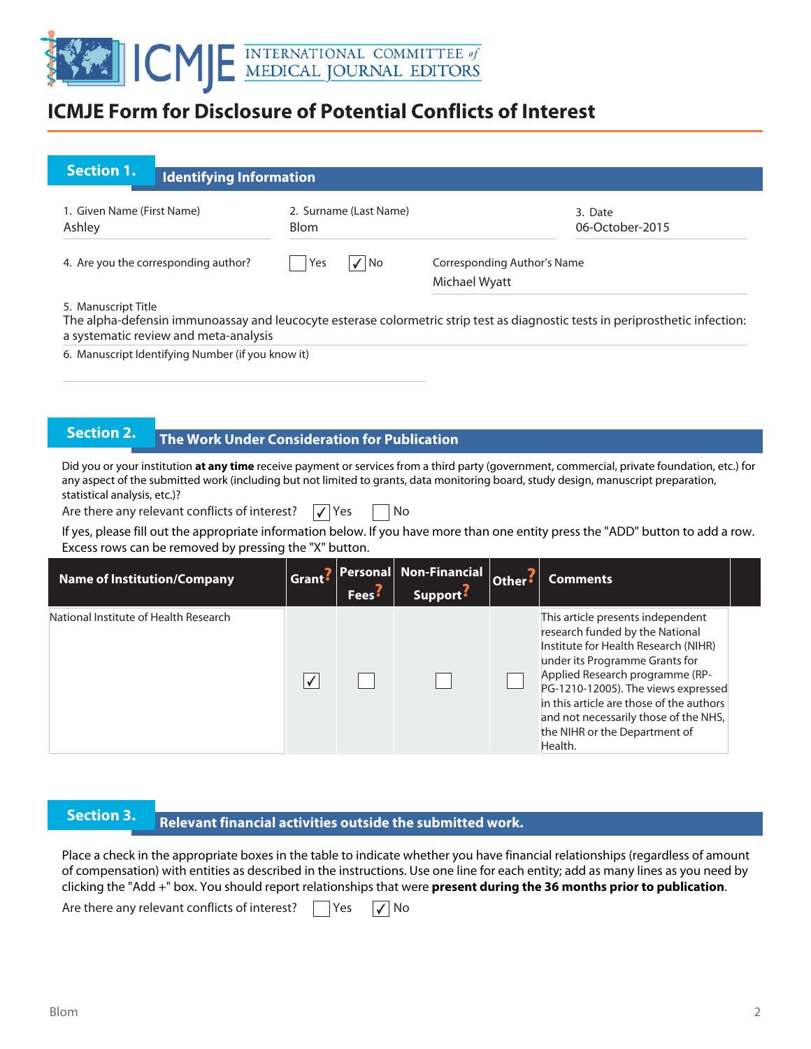# ICMJE Form for Disclosure of Potential Conflicts of Interest

## Section 1. Identifying Information

1. Given Name (First Name)
Ashley

2. Surname (Last Name)
Blom

3. Date
06-October-2015

4. Are you the corresponding author? ☐ Yes ☑ No

Corresponding Author's Name
Michael Wyatt

5. Manuscript Title
The alpha-defensin immunoassay and leucocyte esterase colormetric strip test as diagnostic tests in periprosthetic infection: a systematic review and meta-analysis

6. Manuscript Identifying Number (if you know it)

## Section 2. The Work Under Consideration for Publication

Did you or your institution **at any time** receive payment or services from a third party (government, commercial, private foundation, etc.) for any aspect of the submitted work (including but not limited to grants, data monitoring board, study design, manuscript preparation, statistical analysis, etc.)?

Are there any relevant conflicts of interest? ☑ Yes ☐ No

If yes, please fill out the appropriate information below. If you have more than one entity press the "ADD" button to add a row. Excess rows can be removed by pressing the "X" button.

| Name of Institution/Company | Grant? | Personal Fees? | Non-Financial Support? | Other? | Comments |
|---|---|---|---|---|---|
| National Institute of Health Research | ☑ | ☐ | ☐ | ☐ | This article presents independent research funded by the National Institute for Health Research (NIHR) under its Programme Grants for Applied Research programme (RP-PG-1210-12005). The views expressed in this article are those of the authors and not necessarily those of the NHS, the NIHR or the Department of Health. |

## Section 3. Relevant financial activities outside the submitted work.

Place a check in the appropriate boxes in the table to indicate whether you have financial relationships (regardless of amount of compensation) with entities as described in the instructions. Use one line for each entity; add as many lines as you need by clicking the "Add +" box. You should report relationships that were **present during the 36 months prior to publication**.

Are there any relevant conflicts of interest? ☐ Yes ☑ No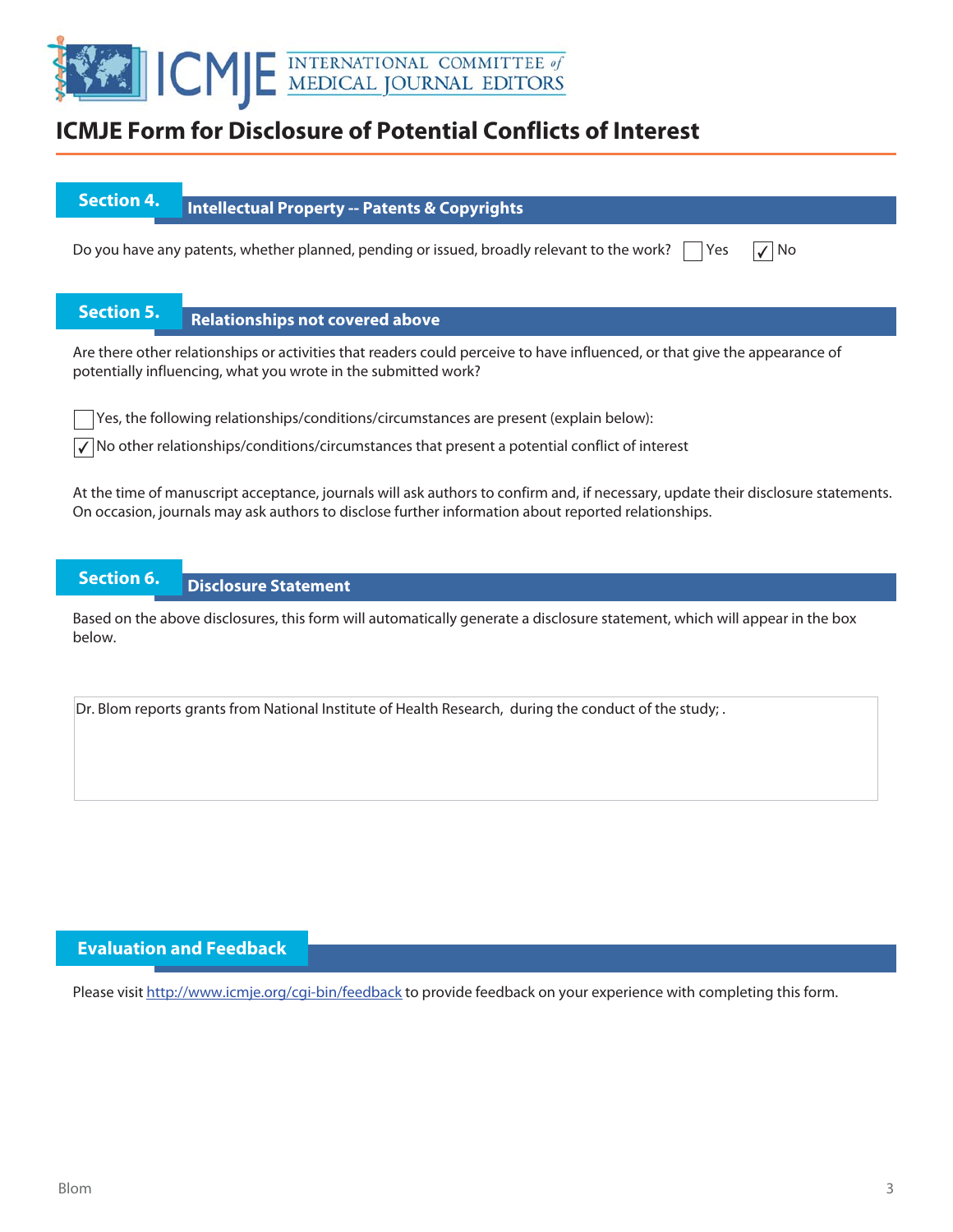# ICMJE Form for Disclosure of Potential Conflicts of Interest

## Section 4. Intellectual Property -- Patents & Copyrights

Do you have any patents, whether planned, pending or issued, broadly relevant to the work? ☐ Yes ☑ No

## Section 5. Relationships not covered above

Are there other relationships or activities that readers could perceive to have influenced, or that give the appearance of potentially influencing, what you wrote in the submitted work?

☐ Yes, the following relationships/conditions/circumstances are present (explain below):

☑ No other relationships/conditions/circumstances that present a potential conflict of interest

At the time of manuscript acceptance, journals will ask authors to confirm and, if necessary, update their disclosure statements. On occasion, journals may ask authors to disclose further information about reported relationships.

## Section 6. Disclosure Statement

Based on the above disclosures, this form will automatically generate a disclosure statement, which will appear in the box below.

Dr. Blom reports grants from National Institute of Health Research, during the conduct of the study; .

## Evaluation and Feedback

Please visit http://www.icmje.org/cgi-bin/feedback to provide feedback on your experience with completing this form.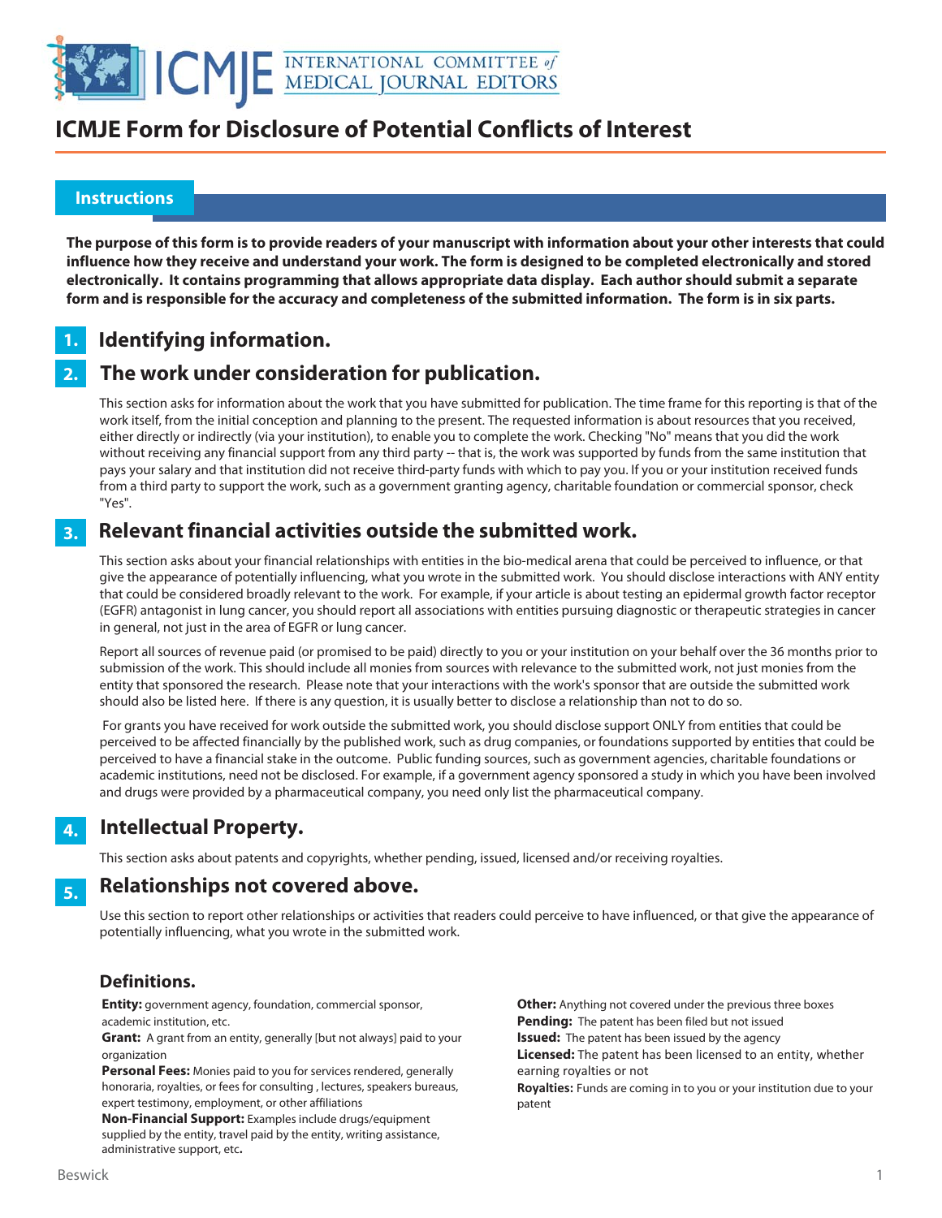# ICMJE Form for Disclosure of Potential Conflicts of Interest

## Instructions

**The purpose of this form is to provide readers of your manuscript with information about your other interests that could influence how they receive and understand your work. The form is designed to be completed electronically and stored electronically. It contains programming that allows appropriate data display. Each author should submit a separate form and is responsible for the accuracy and completeness of the submitted information. The form is in six parts.**

## 1. Identifying information.

## 2. The work under consideration for publication.

This section asks for information about the work that you have submitted for publication. The time frame for this reporting is that of the work itself, from the initial conception and planning to the present. The requested information is about resources that you received, either directly or indirectly (via your institution), to enable you to complete the work. Checking "No" means that you did the work without receiving any financial support from any third party -- that is, the work was supported by funds from the same institution that pays your salary and that institution did not receive third-party funds with which to pay you. If you or your institution received funds from a third party to support the work, such as a government granting agency, charitable foundation or commercial sponsor, check "Yes".

## 3. Relevant financial activities outside the submitted work.

This section asks about your financial relationships with entities in the bio-medical arena that could be perceived to influence, or that give the appearance of potentially influencing, what you wrote in the submitted work. You should disclose interactions with ANY entity that could be considered broadly relevant to the work. For example, if your article is about testing an epidermal growth factor receptor (EGFR) antagonist in lung cancer, you should report all associations with entities pursuing diagnostic or therapeutic strategies in cancer in general, not just in the area of EGFR or lung cancer.

Report all sources of revenue paid (or promised to be paid) directly to you or your institution on your behalf over the 36 months prior to submission of the work. This should include all monies from sources with relevance to the submitted work, not just monies from the entity that sponsored the research. Please note that your interactions with the work's sponsor that are outside the submitted work should also be listed here. If there is any question, it is usually better to disclose a relationship than not to do so.

For grants you have received for work outside the submitted work, you should disclose support ONLY from entities that could be perceived to be affected financially by the published work, such as drug companies, or foundations supported by entities that could be perceived to have a financial stake in the outcome. Public funding sources, such as government agencies, charitable foundations or academic institutions, need not be disclosed. For example, if a government agency sponsored a study in which you have been involved and drugs were provided by a pharmaceutical company, you need only list the pharmaceutical company.

## 4. Intellectual Property.

This section asks about patents and copyrights, whether pending, issued, licensed and/or receiving royalties.

## 5. Relationships not covered above.

Use this section to report other relationships or activities that readers could perceive to have influenced, or that give the appearance of potentially influencing, what you wrote in the submitted work.

### Definitions.

**Entity:** government agency, foundation, commercial sponsor, academic institution, etc.

**Grant:** A grant from an entity, generally [but not always] paid to your organization

**Personal Fees:** Monies paid to you for services rendered, generally honoraria, royalties, or fees for consulting , lectures, speakers bureaus, expert testimony, employment, or other affiliations

**Non-Financial Support:** Examples include drugs/equipment supplied by the entity, travel paid by the entity, writing assistance, administrative support, etc**.**

**Other:** Anything not covered under the previous three boxes

**Pending:** The patent has been filed but not issued

**Issued:** The patent has been issued by the agency

**Licensed:** The patent has been licensed to an entity, whether earning royalties or not

**Royalties:** Funds are coming in to you or your institution due to your patent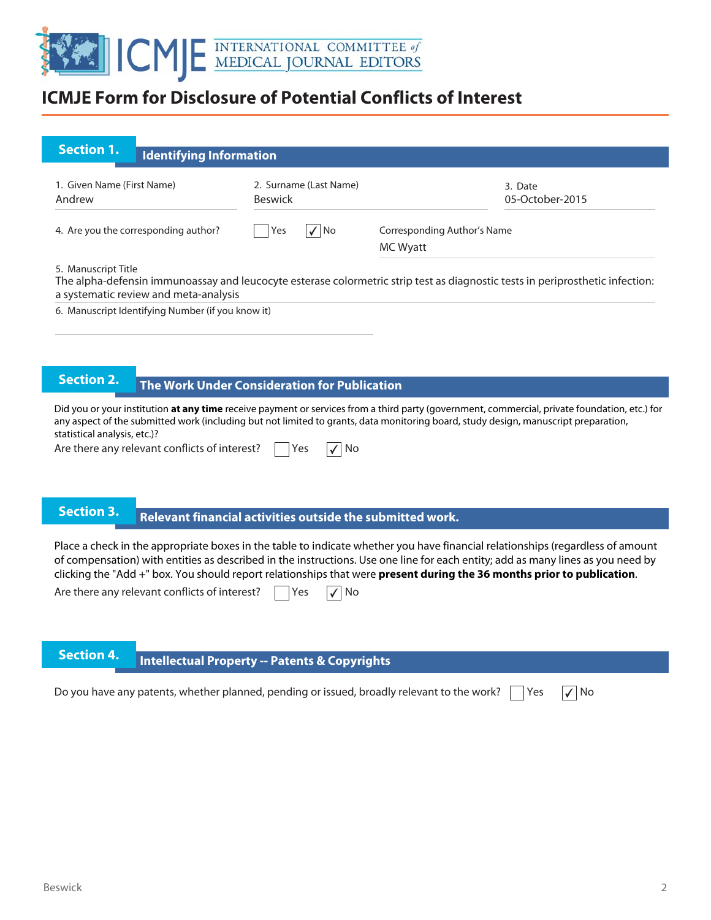# ICMJE Form for Disclosure of Potential Conflicts of Interest

## Section 1. Identifying Information

1. Given Name (First Name): Andrew
2. Surname (Last Name): Beswick
3. Date: 05-October-2015

4. Are you the corresponding author? ☐ Yes ☑ No

Corresponding Author's Name: MC Wyatt

5. Manuscript Title
The alpha-defensin immunoassay and leucocyte esterase colormetric strip test as diagnostic tests in periprosthetic infection: a systematic review and meta-analysis

6. Manuscript Identifying Number (if you know it)

## Section 2. The Work Under Consideration for Publication

Did you or your institution **at any time** receive payment or services from a third party (government, commercial, private foundation, etc.) for any aspect of the submitted work (including but not limited to grants, data monitoring board, study design, manuscript preparation, statistical analysis, etc.)?

Are there any relevant conflicts of interest? ☐ Yes ☑ No

## Section 3. Relevant financial activities outside the submitted work.

Place a check in the appropriate boxes in the table to indicate whether you have financial relationships (regardless of amount of compensation) with entities as described in the instructions. Use one line for each entity; add as many lines as you need by clicking the "Add +" box. You should report relationships that were **present during the 36 months prior to publication**.

Are there any relevant conflicts of interest? ☐ Yes ☑ No

## Section 4. Intellectual Property -- Patents & Copyrights

Do you have any patents, whether planned, pending or issued, broadly relevant to the work? ☐ Yes ☑ No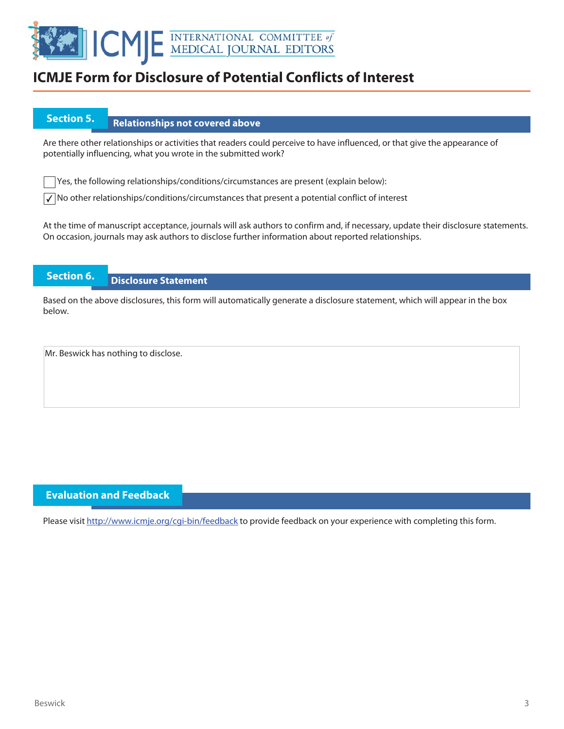# ICMJE Form for Disclosure of Potential Conflicts of Interest

## Section 5. Relationships not covered above

Are there other relationships or activities that readers could perceive to have influenced, or that give the appearance of potentially influencing, what you wrote in the submitted work?

☐ Yes, the following relationships/conditions/circumstances are present (explain below):

☑ No other relationships/conditions/circumstances that present a potential conflict of interest

At the time of manuscript acceptance, journals will ask authors to confirm and, if necessary, update their disclosure statements. On occasion, journals may ask authors to disclose further information about reported relationships.

## Section 6. Disclosure Statement

Based on the above disclosures, this form will automatically generate a disclosure statement, which will appear in the box below.

Mr. Beswick has nothing to disclose.

## Evaluation and Feedback

Please visit http://www.icmje.org/cgi-bin/feedback to provide feedback on your experience with completing this form.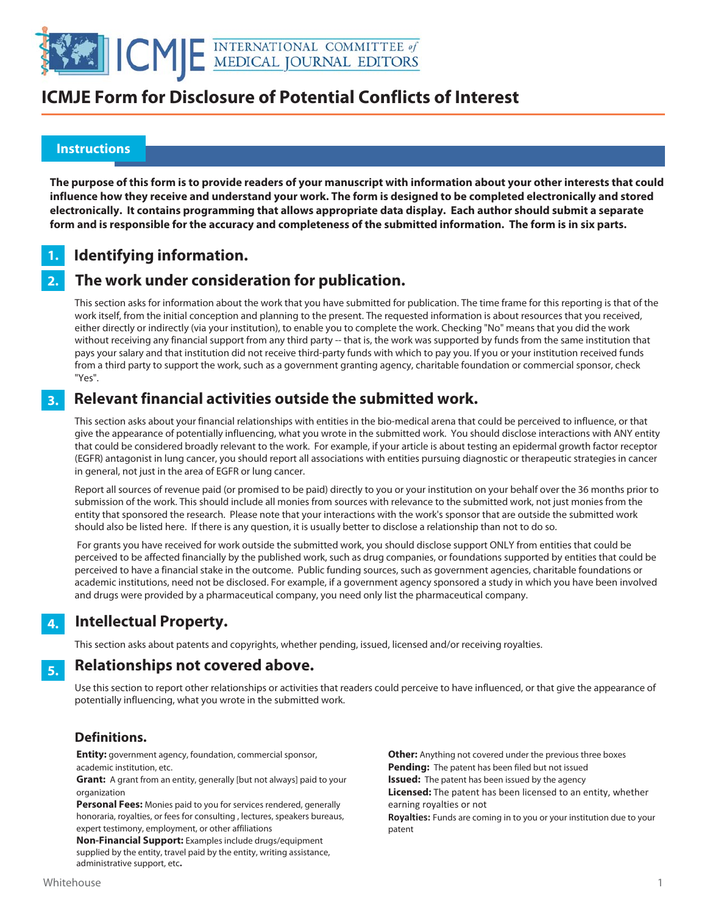# ICMJE Form for Disclosure of Potential Conflicts of Interest

## Instructions

**The purpose of this form is to provide readers of your manuscript with information about your other interests that could influence how they receive and understand your work. The form is designed to be completed electronically and stored electronically. It contains programming that allows appropriate data display. Each author should submit a separate form and is responsible for the accuracy and completeness of the submitted information. The form is in six parts.**

### 1. Identifying information.

### 2. The work under consideration for publication.

This section asks for information about the work that you have submitted for publication. The time frame for this reporting is that of the work itself, from the initial conception and planning to the present. The requested information is about resources that you received, either directly or indirectly (via your institution), to enable you to complete the work. Checking "No" means that you did the work without receiving any financial support from any third party -- that is, the work was supported by funds from the same institution that pays your salary and that institution did not receive third-party funds with which to pay you. If you or your institution received funds from a third party to support the work, such as a government granting agency, charitable foundation or commercial sponsor, check "Yes".

### 3. Relevant financial activities outside the submitted work.

This section asks about your financial relationships with entities in the bio-medical arena that could be perceived to influence, or that give the appearance of potentially influencing, what you wrote in the submitted work. You should disclose interactions with ANY entity that could be considered broadly relevant to the work. For example, if your article is about testing an epidermal growth factor receptor (EGFR) antagonist in lung cancer, you should report all associations with entities pursuing diagnostic or therapeutic strategies in cancer in general, not just in the area of EGFR or lung cancer.

Report all sources of revenue paid (or promised to be paid) directly to you or your institution on your behalf over the 36 months prior to submission of the work. This should include all monies from sources with relevance to the submitted work, not just monies from the entity that sponsored the research. Please note that your interactions with the work's sponsor that are outside the submitted work should also be listed here. If there is any question, it is usually better to disclose a relationship than not to do so.

For grants you have received for work outside the submitted work, you should disclose support ONLY from entities that could be perceived to be affected financially by the published work, such as drug companies, or foundations supported by entities that could be perceived to have a financial stake in the outcome. Public funding sources, such as government agencies, charitable foundations or academic institutions, need not be disclosed. For example, if a government agency sponsored a study in which you have been involved and drugs were provided by a pharmaceutical company, you need only list the pharmaceutical company.

### 4. Intellectual Property.

This section asks about patents and copyrights, whether pending, issued, licensed and/or receiving royalties.

### 5. Relationships not covered above.

Use this section to report other relationships or activities that readers could perceive to have influenced, or that give the appearance of potentially influencing, what you wrote in the submitted work.

### Definitions.

**Entity:** government agency, foundation, commercial sponsor, academic institution, etc.

**Grant:** A grant from an entity, generally [but not always] paid to your organization

**Personal Fees:** Monies paid to you for services rendered, generally honoraria, royalties, or fees for consulting , lectures, speakers bureaus, expert testimony, employment, or other affiliations

**Non-Financial Support:** Examples include drugs/equipment supplied by the entity, travel paid by the entity, writing assistance, administrative support, etc**.**

**Other:** Anything not covered under the previous three boxes

**Pending:** The patent has been filed but not issued

**Issued:** The patent has been issued by the agency

**Licensed:** The patent has been licensed to an entity, whether earning royalties or not

**Royalties:** Funds are coming in to you or your institution due to your patent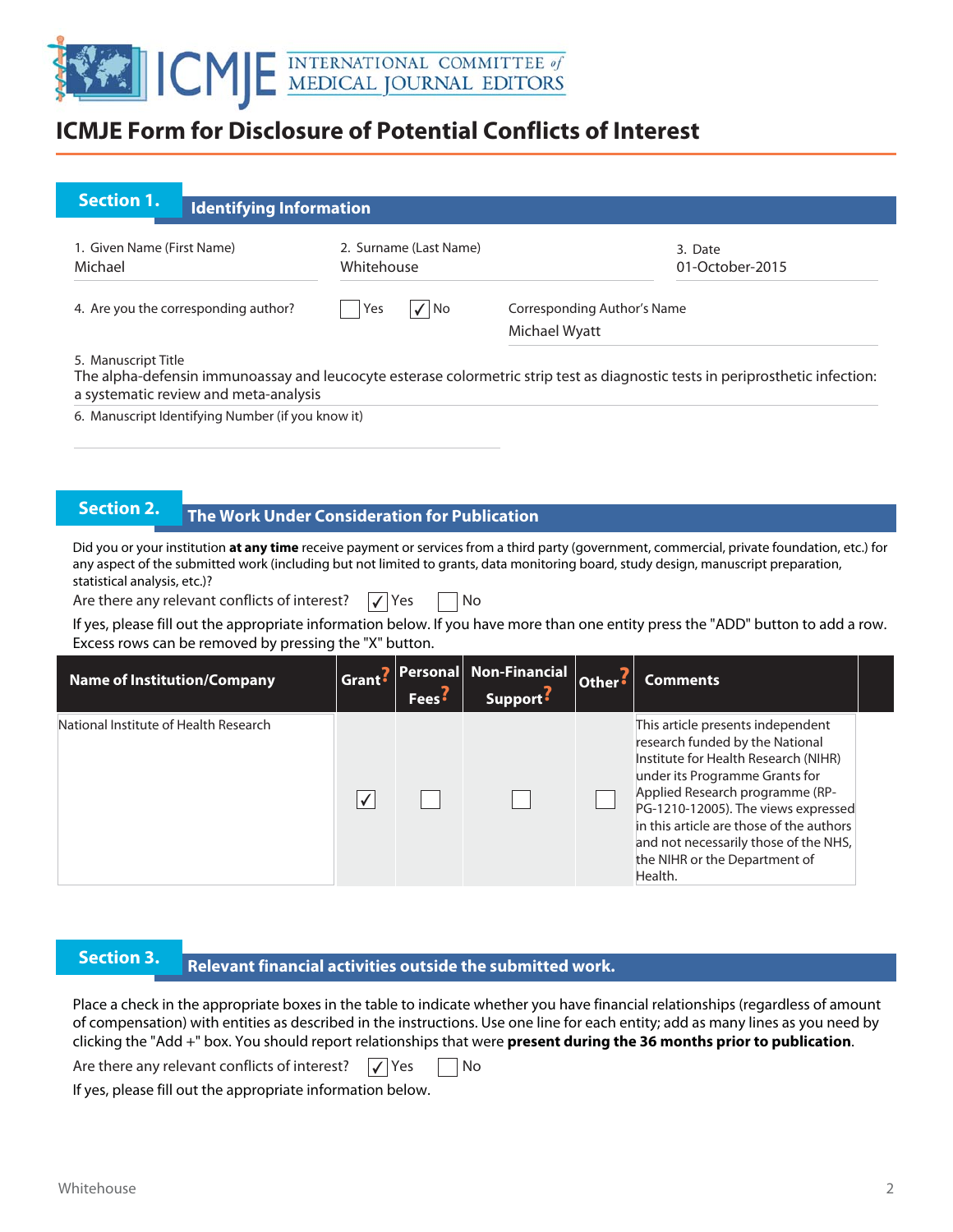# ICMJE Form for Disclosure of Potential Conflicts of Interest

## Section 1. Identifying Information

1. Given Name (First Name): Michael
2. Surname (Last Name): Whitehouse
3. Date: 01-October-2015

4. Are you the corresponding author? ☐ Yes ☑ No

Corresponding Author's Name: Michael Wyatt

5. Manuscript Title
The alpha-defensin immunoassay and leucocyte esterase colormetric strip test as diagnostic tests in periprosthetic infection: a systematic review and meta-analysis

6. Manuscript Identifying Number (if you know it)

## Section 2. The Work Under Consideration for Publication

Did you or your institution **at any time** receive payment or services from a third party (government, commercial, private foundation, etc.) for any aspect of the submitted work (including but not limited to grants, data monitoring board, study design, manuscript preparation, statistical analysis, etc.)?

Are there any relevant conflicts of interest? ☑ Yes ☐ No

If yes, please fill out the appropriate information below. If you have more than one entity press the "ADD" button to add a row. Excess rows can be removed by pressing the "X" button.

| Name of Institution/Company | Grant? | Personal Fees? | Non-Financial Support? | Other? | Comments |
|---|---|---|---|---|---|
| National Institute of Health Research | ☑ | ☐ | ☐ | ☐ | This article presents independent research funded by the National Institute for Health Research (NIHR) under its Programme Grants for Applied Research programme (RP-PG-1210-12005). The views expressed in this article are those of the authors and not necessarily those of the NHS, the NIHR or the Department of Health. |

## Section 3. Relevant financial activities outside the submitted work.

Place a check in the appropriate boxes in the table to indicate whether you have financial relationships (regardless of amount of compensation) with entities as described in the instructions. Use one line for each entity; add as many lines as you need by clicking the "Add +" box. You should report relationships that were **present during the 36 months prior to publication**.

Are there any relevant conflicts of interest? ☑ Yes ☐ No

If yes, please fill out the appropriate information below.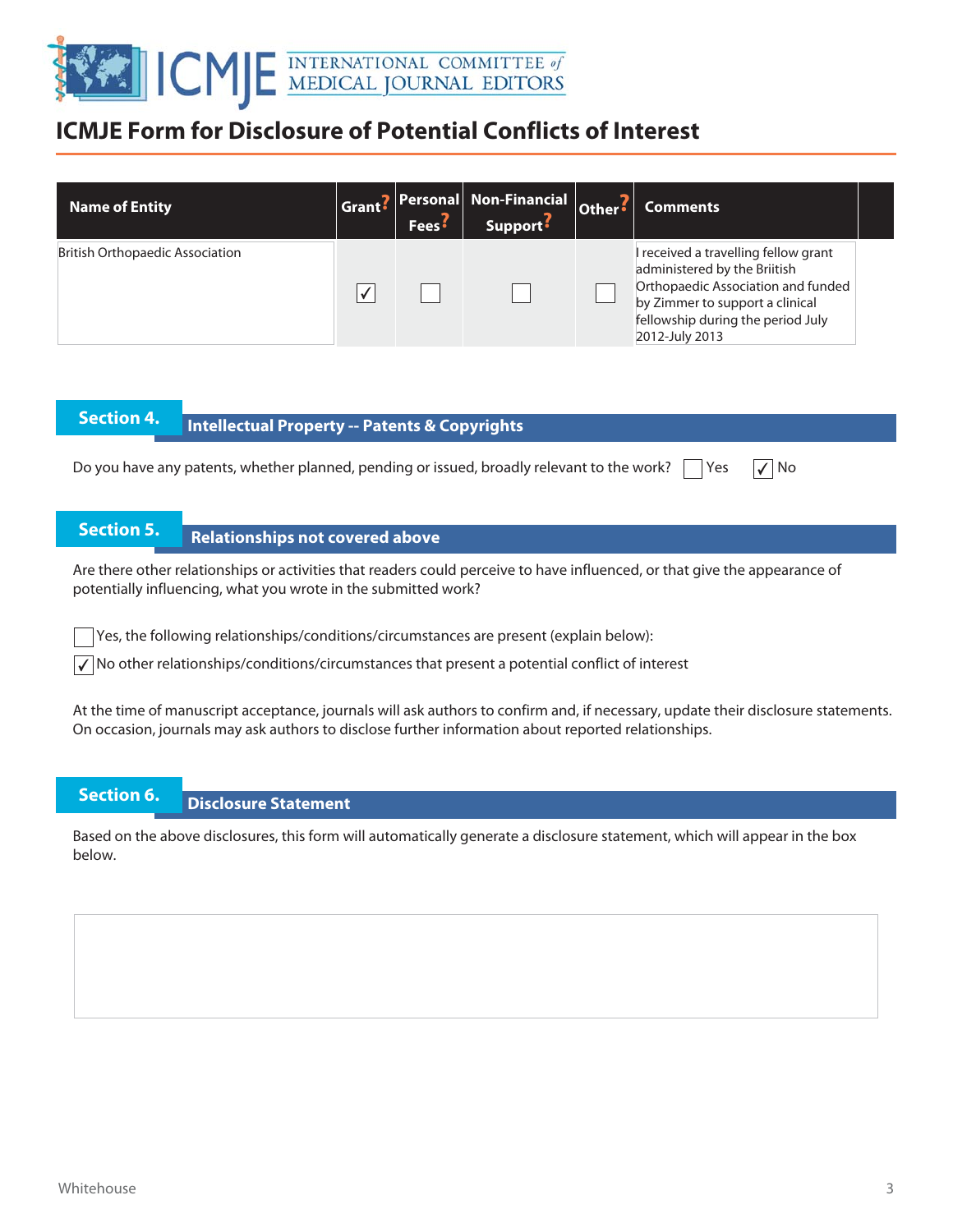# ICMJE Form for Disclosure of Potential Conflicts of Interest

| Name of Entity | Grant? | Personal Fees? | Non-Financial Support? | Other? | Comments |
|---|---|---|---|---|---|
| British Orthopaedic Association | ✓ | | | | I received a travelling fellow grant administered by the Briitish Orthopaedic Association and funded by Zimmer to support a clinical fellowship during the period July 2012-July 2013 |

## Section 4. Intellectual Property -- Patents & Copyrights

Do you have any patents, whether planned, pending or issued, broadly relevant to the work? ☐ Yes ☑ No

## Section 5. Relationships not covered above

Are there other relationships or activities that readers could perceive to have influenced, or that give the appearance of potentially influencing, what you wrote in the submitted work?

☐ Yes, the following relationships/conditions/circumstances are present (explain below):

☑ No other relationships/conditions/circumstances that present a potential conflict of interest

At the time of manuscript acceptance, journals will ask authors to confirm and, if necessary, update their disclosure statements. On occasion, journals may ask authors to disclose further information about reported relationships.

## Section 6. Disclosure Statement

Based on the above disclosures, this form will automatically generate a disclosure statement, which will appear in the box below.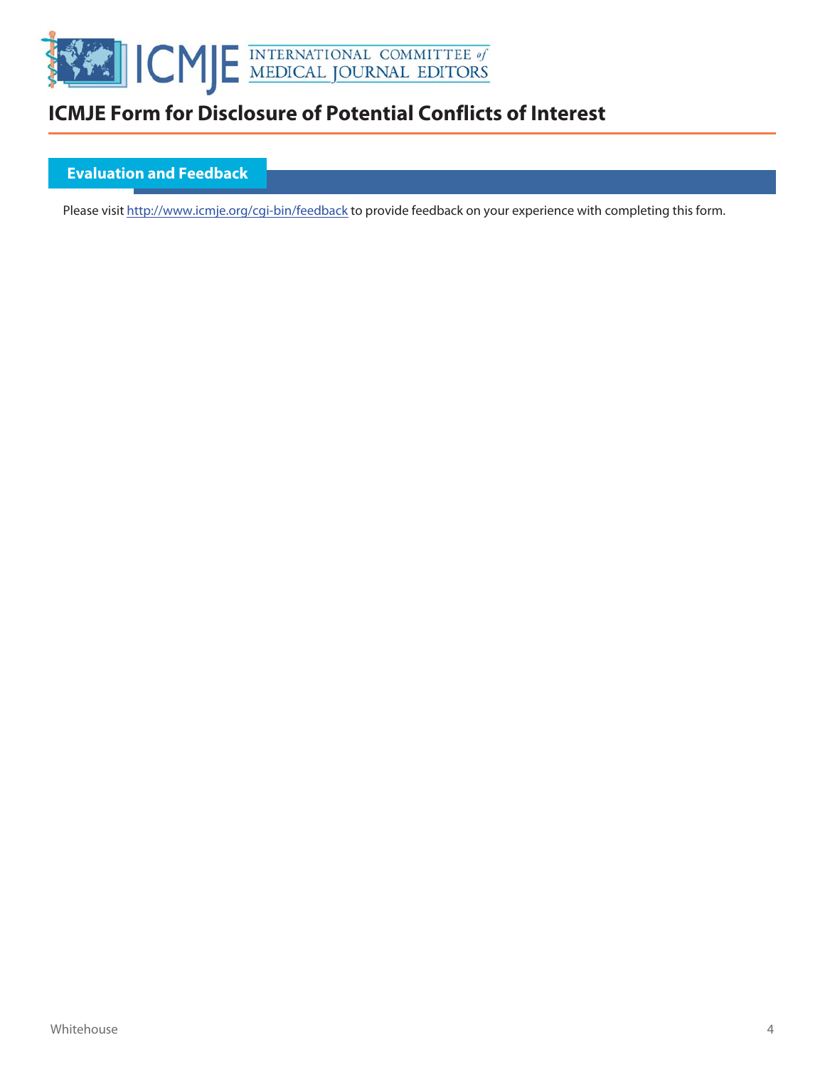# ICMJE Form for Disclosure of Potential Conflicts of Interest

## Evaluation and Feedback

Please visit [http://www.icmje.org/cgi-bin/feedback](http://www.icmje.org/cgi-bin/feedback) to provide feedback on your experience with completing this form.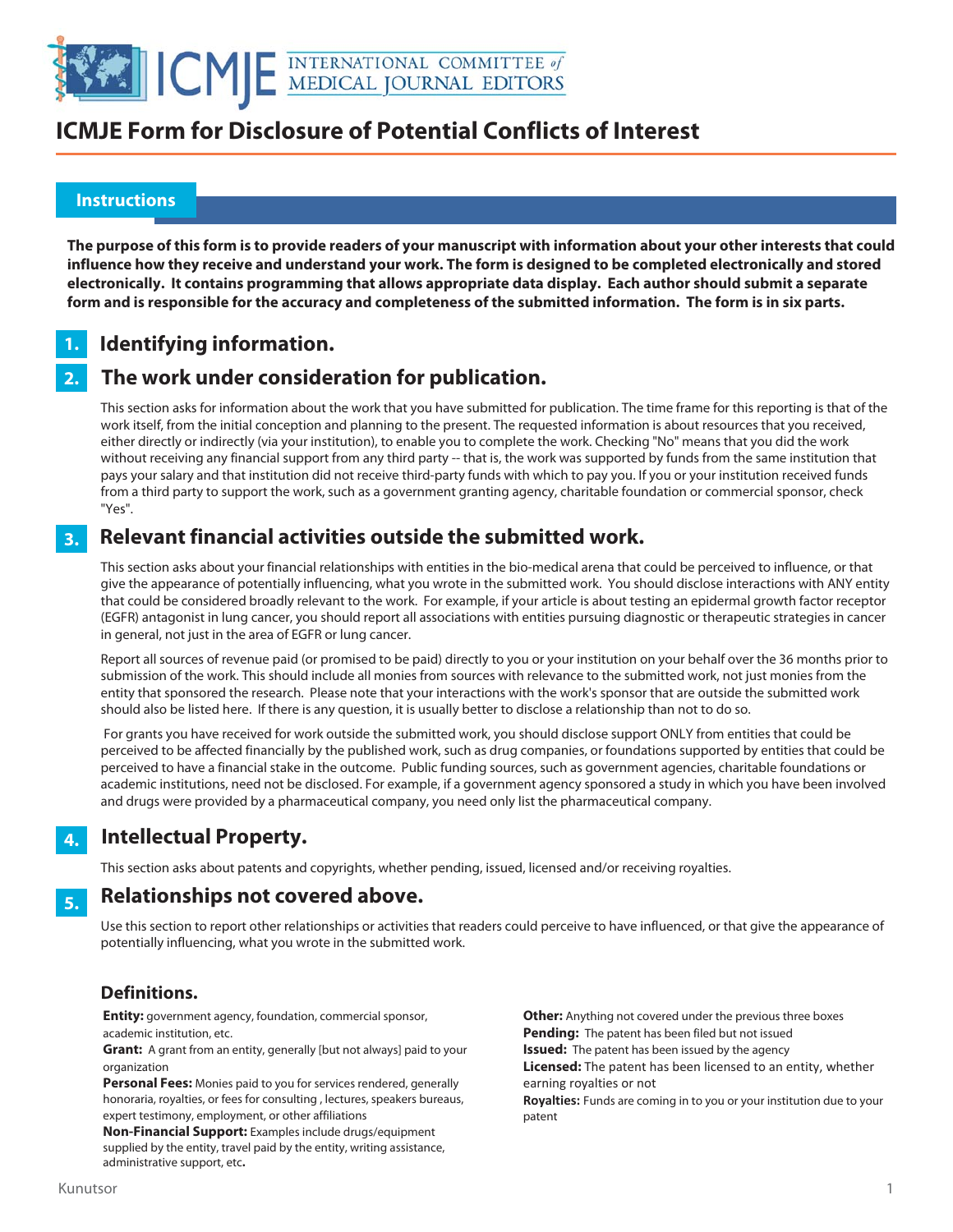# ICMJE Form for Disclosure of Potential Conflicts of Interest

## Instructions

**The purpose of this form is to provide readers of your manuscript with information about your other interests that could influence how they receive and understand your work. The form is designed to be completed electronically and stored electronically. It contains programming that allows appropriate data display. Each author should submit a separate form and is responsible for the accuracy and completeness of the submitted information. The form is in six parts.**

## 1. Identifying information.

## 2. The work under consideration for publication.

This section asks for information about the work that you have submitted for publication. The time frame for this reporting is that of the work itself, from the initial conception and planning to the present. The requested information is about resources that you received, either directly or indirectly (via your institution), to enable you to complete the work. Checking "No" means that you did the work without receiving any financial support from any third party -- that is, the work was supported by funds from the same institution that pays your salary and that institution did not receive third-party funds with which to pay you. If you or your institution received funds from a third party to support the work, such as a government granting agency, charitable foundation or commercial sponsor, check "Yes".

## 3. Relevant financial activities outside the submitted work.

This section asks about your financial relationships with entities in the bio-medical arena that could be perceived to influence, or that give the appearance of potentially influencing, what you wrote in the submitted work. You should disclose interactions with ANY entity that could be considered broadly relevant to the work. For example, if your article is about testing an epidermal growth factor receptor (EGFR) antagonist in lung cancer, you should report all associations with entities pursuing diagnostic or therapeutic strategies in cancer in general, not just in the area of EGFR or lung cancer.

Report all sources of revenue paid (or promised to be paid) directly to you or your institution on your behalf over the 36 months prior to submission of the work. This should include all monies from sources with relevance to the submitted work, not just monies from the entity that sponsored the research. Please note that your interactions with the work's sponsor that are outside the submitted work should also be listed here. If there is any question, it is usually better to disclose a relationship than not to do so.

For grants you have received for work outside the submitted work, you should disclose support ONLY from entities that could be perceived to be affected financially by the published work, such as drug companies, or foundations supported by entities that could be perceived to have a financial stake in the outcome. Public funding sources, such as government agencies, charitable foundations or academic institutions, need not be disclosed. For example, if a government agency sponsored a study in which you have been involved and drugs were provided by a pharmaceutical company, you need only list the pharmaceutical company.

## 4. Intellectual Property.

This section asks about patents and copyrights, whether pending, issued, licensed and/or receiving royalties.

## 5. Relationships not covered above.

Use this section to report other relationships or activities that readers could perceive to have influenced, or that give the appearance of potentially influencing, what you wrote in the submitted work.

### Definitions.

**Entity:** government agency, foundation, commercial sponsor, academic institution, etc.

**Grant:** A grant from an entity, generally [but not always] paid to your organization

**Personal Fees:** Monies paid to you for services rendered, generally honoraria, royalties, or fees for consulting , lectures, speakers bureaus, expert testimony, employment, or other affiliations

**Non-Financial Support:** Examples include drugs/equipment supplied by the entity, travel paid by the entity, writing assistance, administrative support, etc**.**

**Other:** Anything not covered under the previous three boxes

**Pending:** The patent has been filed but not issued

**Issued:** The patent has been issued by the agency

**Licensed:** The patent has been licensed to an entity, whether earning royalties or not

**Royalties:** Funds are coming in to you or your institution due to your patent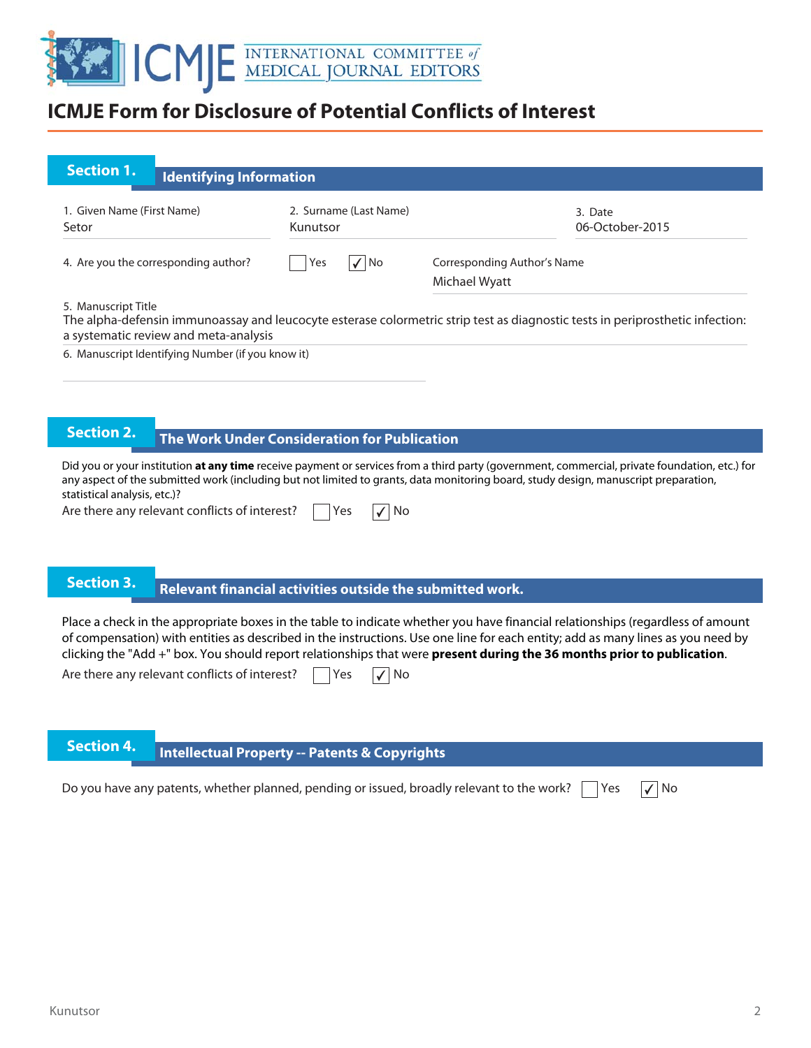# ICMJE Form for Disclosure of Potential Conflicts of Interest

## Section 1. Identifying Information

1. Given Name (First Name)
Setor

2. Surname (Last Name)
Kunutsor

3. Date
06-October-2015

4. Are you the corresponding author? ☐ Yes ☑ No

Corresponding Author's Name
Michael Wyatt

5. Manuscript Title
The alpha-defensin immunoassay and leucocyte esterase colormetric strip test as diagnostic tests in periprosthetic infection: a systematic review and meta-analysis

6. Manuscript Identifying Number (if you know it)

## Section 2. The Work Under Consideration for Publication

Did you or your institution **at any time** receive payment or services from a third party (government, commercial, private foundation, etc.) for any aspect of the submitted work (including but not limited to grants, data monitoring board, study design, manuscript preparation, statistical analysis, etc.)?

Are there any relevant conflicts of interest? ☐ Yes ☑ No

## Section 3. Relevant financial activities outside the submitted work.

Place a check in the appropriate boxes in the table to indicate whether you have financial relationships (regardless of amount of compensation) with entities as described in the instructions. Use one line for each entity; add as many lines as you need by clicking the "Add +" box. You should report relationships that were **present during the 36 months prior to publication**.

Are there any relevant conflicts of interest? ☐ Yes ☑ No

## Section 4. Intellectual Property -- Patents & Copyrights

Do you have any patents, whether planned, pending or issued, broadly relevant to the work? ☐ Yes ☑ No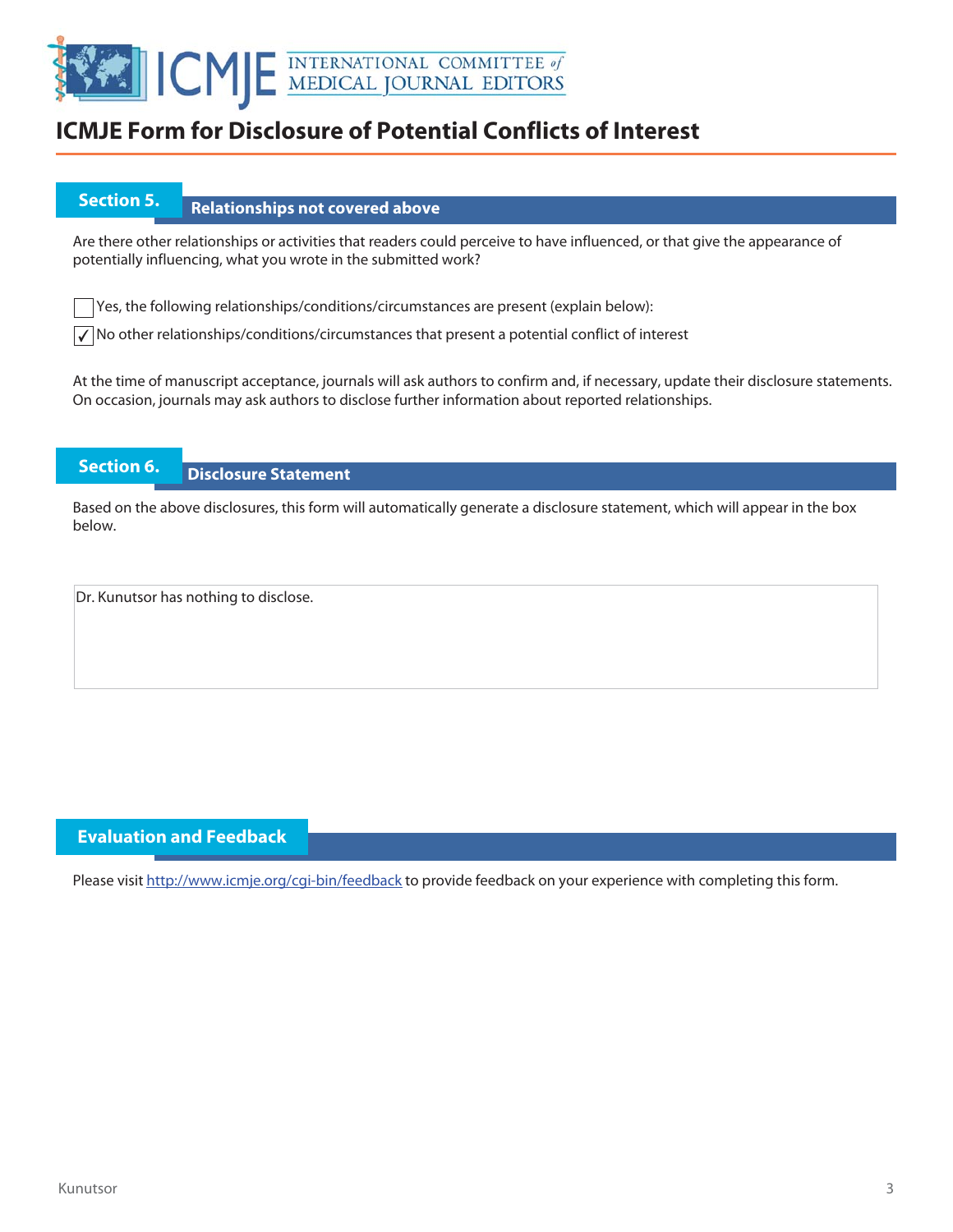# ICMJE Form for Disclosure of Potential Conflicts of Interest

## Section 5. Relationships not covered above

Are there other relationships or activities that readers could perceive to have influenced, or that give the appearance of potentially influencing, what you wrote in the submitted work?

☐ Yes, the following relationships/conditions/circumstances are present (explain below):

☑ No other relationships/conditions/circumstances that present a potential conflict of interest

At the time of manuscript acceptance, journals will ask authors to confirm and, if necessary, update their disclosure statements. On occasion, journals may ask authors to disclose further information about reported relationships.

## Section 6. Disclosure Statement

Based on the above disclosures, this form will automatically generate a disclosure statement, which will appear in the box below.

Dr. Kunutsor has nothing to disclose.

## Evaluation and Feedback

Please visit http://www.icmje.org/cgi-bin/feedback to provide feedback on your experience with completing this form.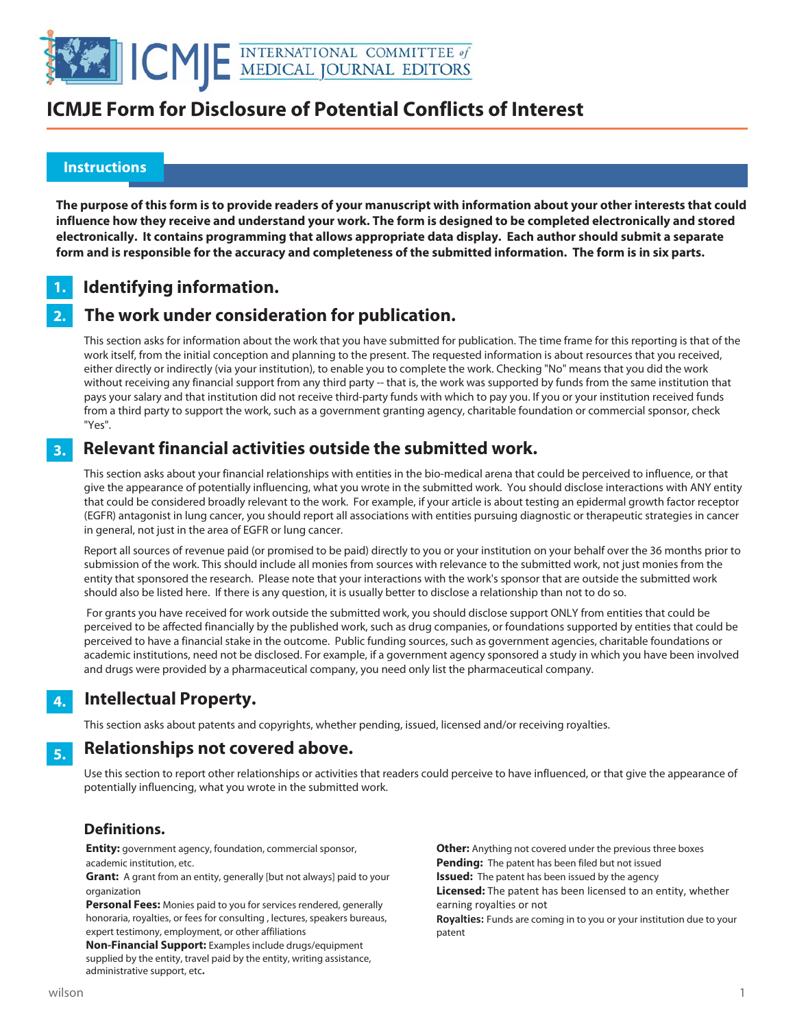# ICMJE Form for Disclosure of Potential Conflicts of Interest

## Instructions

**The purpose of this form is to provide readers of your manuscript with information about your other interests that could influence how they receive and understand your work. The form is designed to be completed electronically and stored electronically. It contains programming that allows appropriate data display. Each author should submit a separate form and is responsible for the accuracy and completeness of the submitted information. The form is in six parts.**

## 1. Identifying information.

## 2. The work under consideration for publication.

This section asks for information about the work that you have submitted for publication. The time frame for this reporting is that of the work itself, from the initial conception and planning to the present. The requested information is about resources that you received, either directly or indirectly (via your institution), to enable you to complete the work. Checking "No" means that you did the work without receiving any financial support from any third party -- that is, the work was supported by funds from the same institution that pays your salary and that institution did not receive third-party funds with which to pay you. If you or your institution received funds from a third party to support the work, such as a government granting agency, charitable foundation or commercial sponsor, check "Yes".

## 3. Relevant financial activities outside the submitted work.

This section asks about your financial relationships with entities in the bio-medical arena that could be perceived to influence, or that give the appearance of potentially influencing, what you wrote in the submitted work. You should disclose interactions with ANY entity that could be considered broadly relevant to the work. For example, if your article is about testing an epidermal growth factor receptor (EGFR) antagonist in lung cancer, you should report all associations with entities pursuing diagnostic or therapeutic strategies in cancer in general, not just in the area of EGFR or lung cancer.

Report all sources of revenue paid (or promised to be paid) directly to you or your institution on your behalf over the 36 months prior to submission of the work. This should include all monies from sources with relevance to the submitted work, not just monies from the entity that sponsored the research. Please note that your interactions with the work's sponsor that are outside the submitted work should also be listed here. If there is any question, it is usually better to disclose a relationship than not to do so.

For grants you have received for work outside the submitted work, you should disclose support ONLY from entities that could be perceived to be affected financially by the published work, such as drug companies, or foundations supported by entities that could be perceived to have a financial stake in the outcome. Public funding sources, such as government agencies, charitable foundations or academic institutions, need not be disclosed. For example, if a government agency sponsored a study in which you have been involved and drugs were provided by a pharmaceutical company, you need only list the pharmaceutical company.

## 4. Intellectual Property.

This section asks about patents and copyrights, whether pending, issued, licensed and/or receiving royalties.

## 5. Relationships not covered above.

Use this section to report other relationships or activities that readers could perceive to have influenced, or that give the appearance of potentially influencing, what you wrote in the submitted work.

### Definitions.

**Entity:** government agency, foundation, commercial sponsor, academic institution, etc.

**Grant:** A grant from an entity, generally [but not always] paid to your organization

**Personal Fees:** Monies paid to you for services rendered, generally honoraria, royalties, or fees for consulting , lectures, speakers bureaus, expert testimony, employment, or other affiliations

**Non-Financial Support:** Examples include drugs/equipment supplied by the entity, travel paid by the entity, writing assistance, administrative support, etc**.**

**Other:** Anything not covered under the previous three boxes

**Pending:** The patent has been filed but not issued

**Issued:** The patent has been issued by the agency

**Licensed:** The patent has been licensed to an entity, whether earning royalties or not

**Royalties:** Funds are coming in to you or your institution due to your patent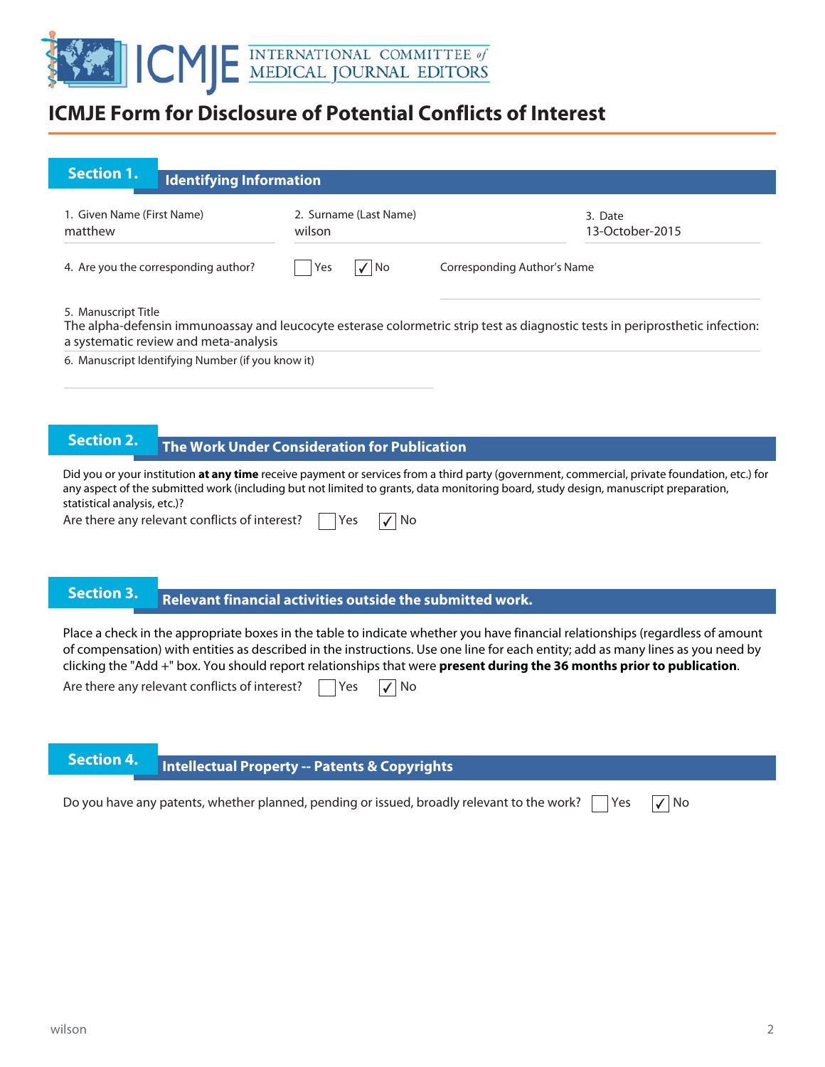# ICMJE Form for Disclosure of Potential Conflicts of Interest

## Section 1. Identifying Information

1. Given Name (First Name)
matthew

2. Surname (Last Name)
wilson

3. Date
13-October-2015

4. Are you the corresponding author? ☐ Yes ☑ No

Corresponding Author's Name

5. Manuscript Title
The alpha-defensin immunoassay and leucocyte esterase colormetric strip test as diagnostic tests in periprosthetic infection: a systematic review and meta-analysis

6. Manuscript Identifying Number (if you know it)

## Section 2. The Work Under Consideration for Publication

Did you or your institution **at any time** receive payment or services from a third party (government, commercial, private foundation, etc.) for any aspect of the submitted work (including but not limited to grants, data monitoring board, study design, manuscript preparation, statistical analysis, etc.)?

Are there any relevant conflicts of interest? ☐ Yes ☑ No

## Section 3. Relevant financial activities outside the submitted work.

Place a check in the appropriate boxes in the table to indicate whether you have financial relationships (regardless of amount of compensation) with entities as described in the instructions. Use one line for each entity; add as many lines as you need by clicking the "Add +" box. You should report relationships that were **present during the 36 months prior to publication**.

Are there any relevant conflicts of interest? ☐ Yes ☑ No

## Section 4. Intellectual Property -- Patents & Copyrights

Do you have any patents, whether planned, pending or issued, broadly relevant to the work? ☐ Yes ☑ No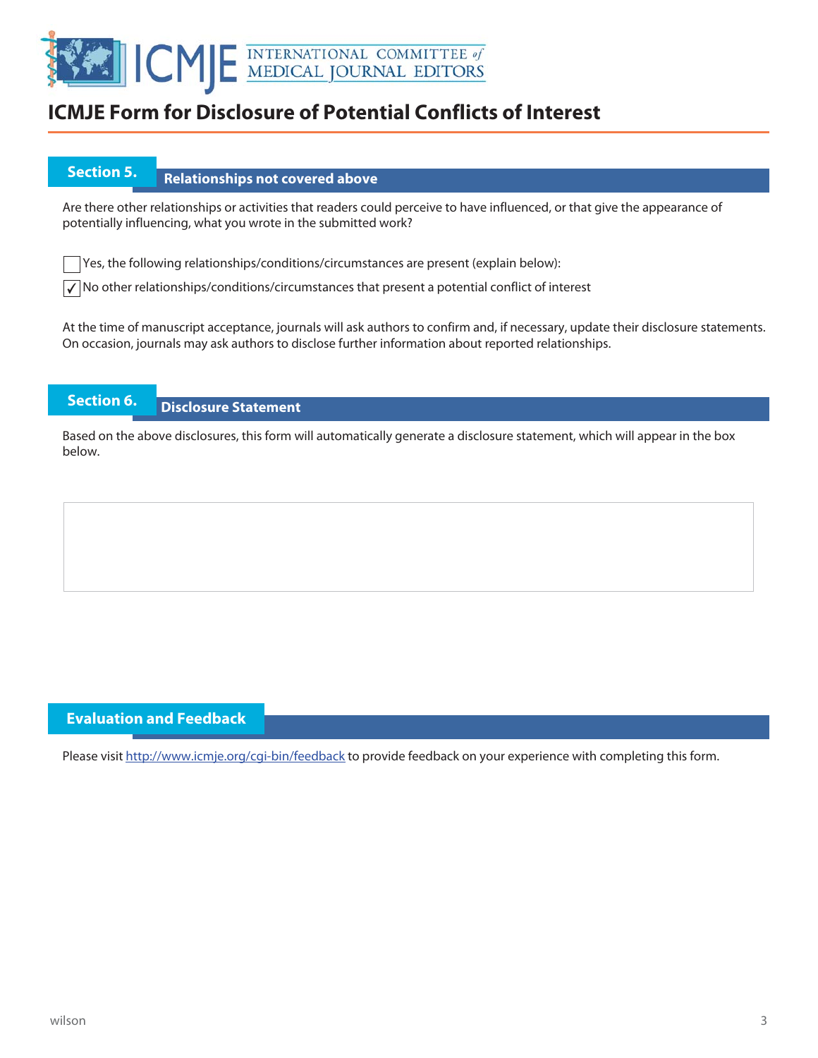# ICMJE Form for Disclosure of Potential Conflicts of Interest

## Section 5. Relationships not covered above

Are there other relationships or activities that readers could perceive to have influenced, or that give the appearance of potentially influencing, what you wrote in the submitted work?

☐ Yes, the following relationships/conditions/circumstances are present (explain below):

☑ No other relationships/conditions/circumstances that present a potential conflict of interest

At the time of manuscript acceptance, journals will ask authors to confirm and, if necessary, update their disclosure statements. On occasion, journals may ask authors to disclose further information about reported relationships.

## Section 6. Disclosure Statement

Based on the above disclosures, this form will automatically generate a disclosure statement, which will appear in the box below.

## Evaluation and Feedback

Please visit http://www.icmje.org/cgi-bin/feedback to provide feedback on your experience with completing this form.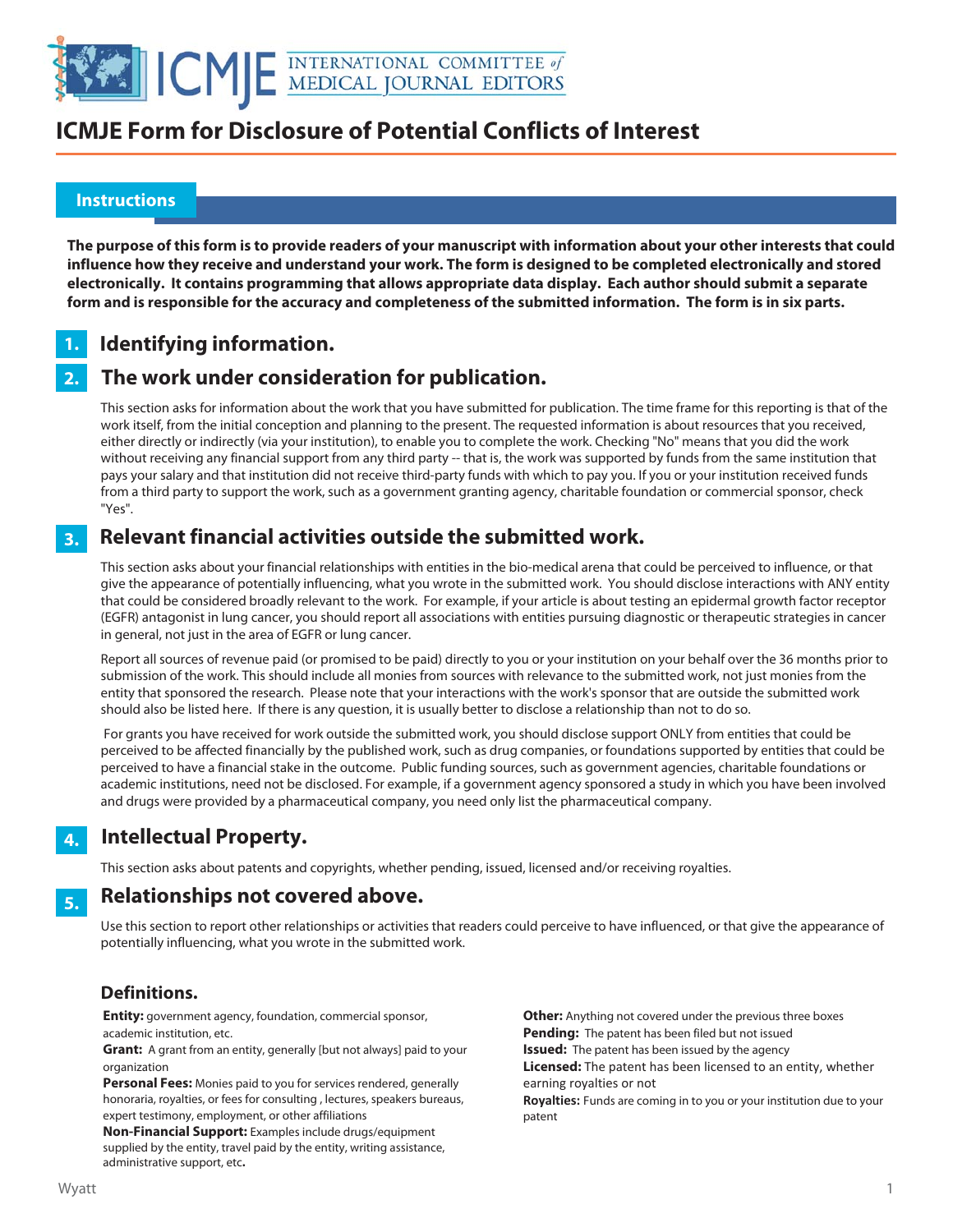# ICMJE Form for Disclosure of Potential Conflicts of Interest

## Instructions

**The purpose of this form is to provide readers of your manuscript with information about your other interests that could influence how they receive and understand your work. The form is designed to be completed electronically and stored electronically. It contains programming that allows appropriate data display. Each author should submit a separate form and is responsible for the accuracy and completeness of the submitted information. The form is in six parts.**

### 1. Identifying information.

### 2. The work under consideration for publication.

This section asks for information about the work that you have submitted for publication. The time frame for this reporting is that of the work itself, from the initial conception and planning to the present. The requested information is about resources that you received, either directly or indirectly (via your institution), to enable you to complete the work. Checking "No" means that you did the work without receiving any financial support from any third party -- that is, the work was supported by funds from the same institution that pays your salary and that institution did not receive third-party funds with which to pay you. If you or your institution received funds from a third party to support the work, such as a government granting agency, charitable foundation or commercial sponsor, check "Yes".

### 3. Relevant financial activities outside the submitted work.

This section asks about your financial relationships with entities in the bio-medical arena that could be perceived to influence, or that give the appearance of potentially influencing, what you wrote in the submitted work. You should disclose interactions with ANY entity that could be considered broadly relevant to the work. For example, if your article is about testing an epidermal growth factor receptor (EGFR) antagonist in lung cancer, you should report all associations with entities pursuing diagnostic or therapeutic strategies in cancer in general, not just in the area of EGFR or lung cancer.

Report all sources of revenue paid (or promised to be paid) directly to you or your institution on your behalf over the 36 months prior to submission of the work. This should include all monies from sources with relevance to the submitted work, not just monies from the entity that sponsored the research. Please note that your interactions with the work's sponsor that are outside the submitted work should also be listed here. If there is any question, it is usually better to disclose a relationship than not to do so.

For grants you have received for work outside the submitted work, you should disclose support ONLY from entities that could be perceived to be affected financially by the published work, such as drug companies, or foundations supported by entities that could be perceived to have a financial stake in the outcome. Public funding sources, such as government agencies, charitable foundations or academic institutions, need not be disclosed. For example, if a government agency sponsored a study in which you have been involved and drugs were provided by a pharmaceutical company, you need only list the pharmaceutical company.

### 4. Intellectual Property.

This section asks about patents and copyrights, whether pending, issued, licensed and/or receiving royalties.

### 5. Relationships not covered above.

Use this section to report other relationships or activities that readers could perceive to have influenced, or that give the appearance of potentially influencing, what you wrote in the submitted work.

### Definitions.

**Entity:** government agency, foundation, commercial sponsor, academic institution, etc.

**Grant:** A grant from an entity, generally [but not always] paid to your organization

**Personal Fees:** Monies paid to you for services rendered, generally honoraria, royalties, or fees for consulting , lectures, speakers bureaus, expert testimony, employment, or other affiliations

**Non-Financial Support:** Examples include drugs/equipment supplied by the entity, travel paid by the entity, writing assistance, administrative support, etc**.**

**Other:** Anything not covered under the previous three boxes

**Pending:** The patent has been filed but not issued

**Issued:** The patent has been issued by the agency

**Licensed:** The patent has been licensed to an entity, whether earning royalties or not

**Royalties:** Funds are coming in to you or your institution due to your patent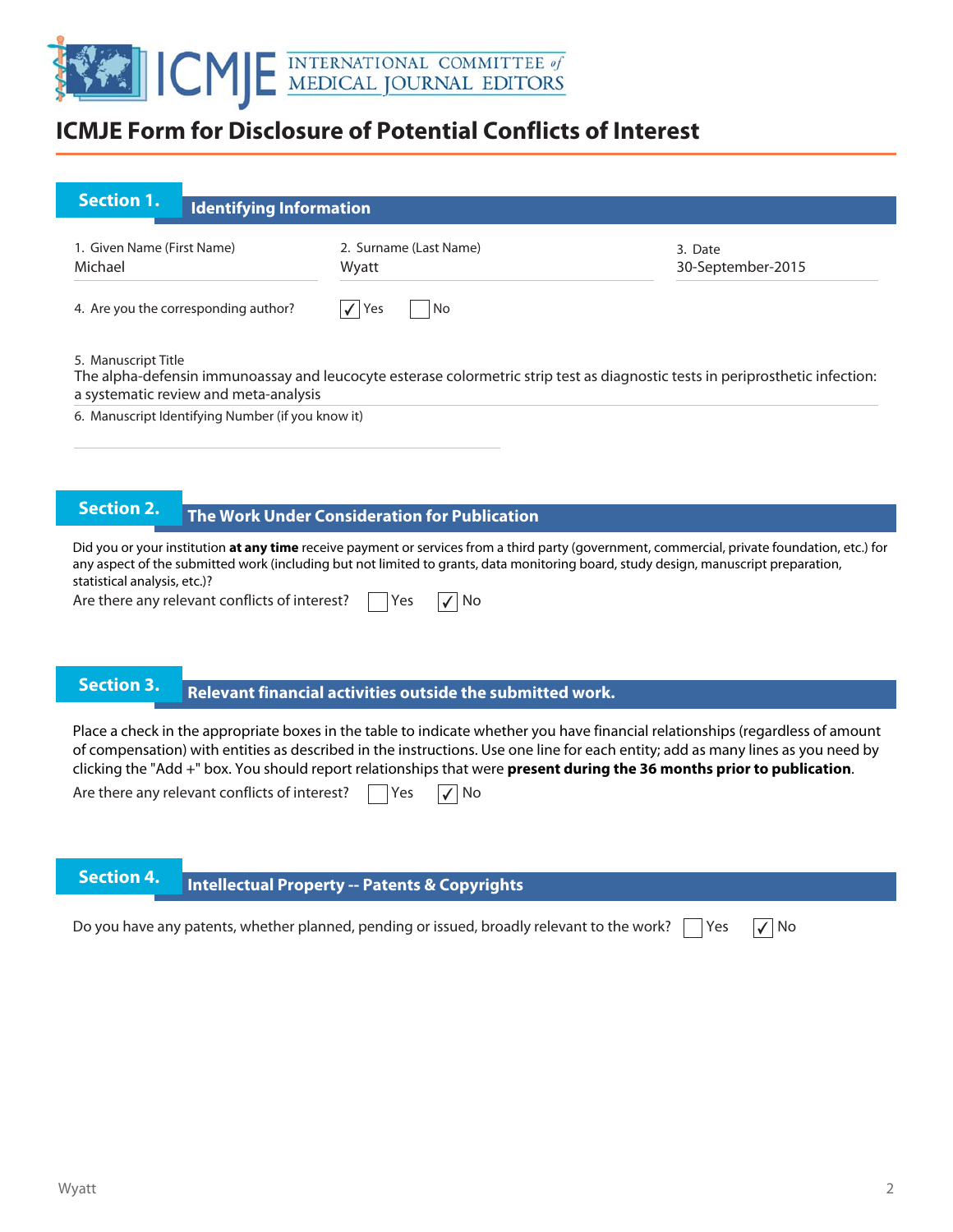# ICMJE Form for Disclosure of Potential Conflicts of Interest

## Section 1. Identifying Information

1. Given Name (First Name)
Michael

2. Surname (Last Name)
Wyatt

3. Date
30-September-2015

4. Are you the corresponding author? ☑ Yes ☐ No

5. Manuscript Title
The alpha-defensin immunoassay and leucocyte esterase colormetric strip test as diagnostic tests in periprosthetic infection: a systematic review and meta-analysis

6. Manuscript Identifying Number (if you know it)

## Section 2. The Work Under Consideration for Publication

Did you or your institution **at any time** receive payment or services from a third party (government, commercial, private foundation, etc.) for any aspect of the submitted work (including but not limited to grants, data monitoring board, study design, manuscript preparation, statistical analysis, etc.)?

Are there any relevant conflicts of interest? ☐ Yes ☑ No

## Section 3. Relevant financial activities outside the submitted work.

Place a check in the appropriate boxes in the table to indicate whether you have financial relationships (regardless of amount of compensation) with entities as described in the instructions. Use one line for each entity; add as many lines as you need by clicking the "Add +" box. You should report relationships that were **present during the 36 months prior to publication**.

Are there any relevant conflicts of interest? ☐ Yes ☑ No

## Section 4. Intellectual Property -- Patents & Copyrights

Do you have any patents, whether planned, pending or issued, broadly relevant to the work? ☐ Yes ☑ No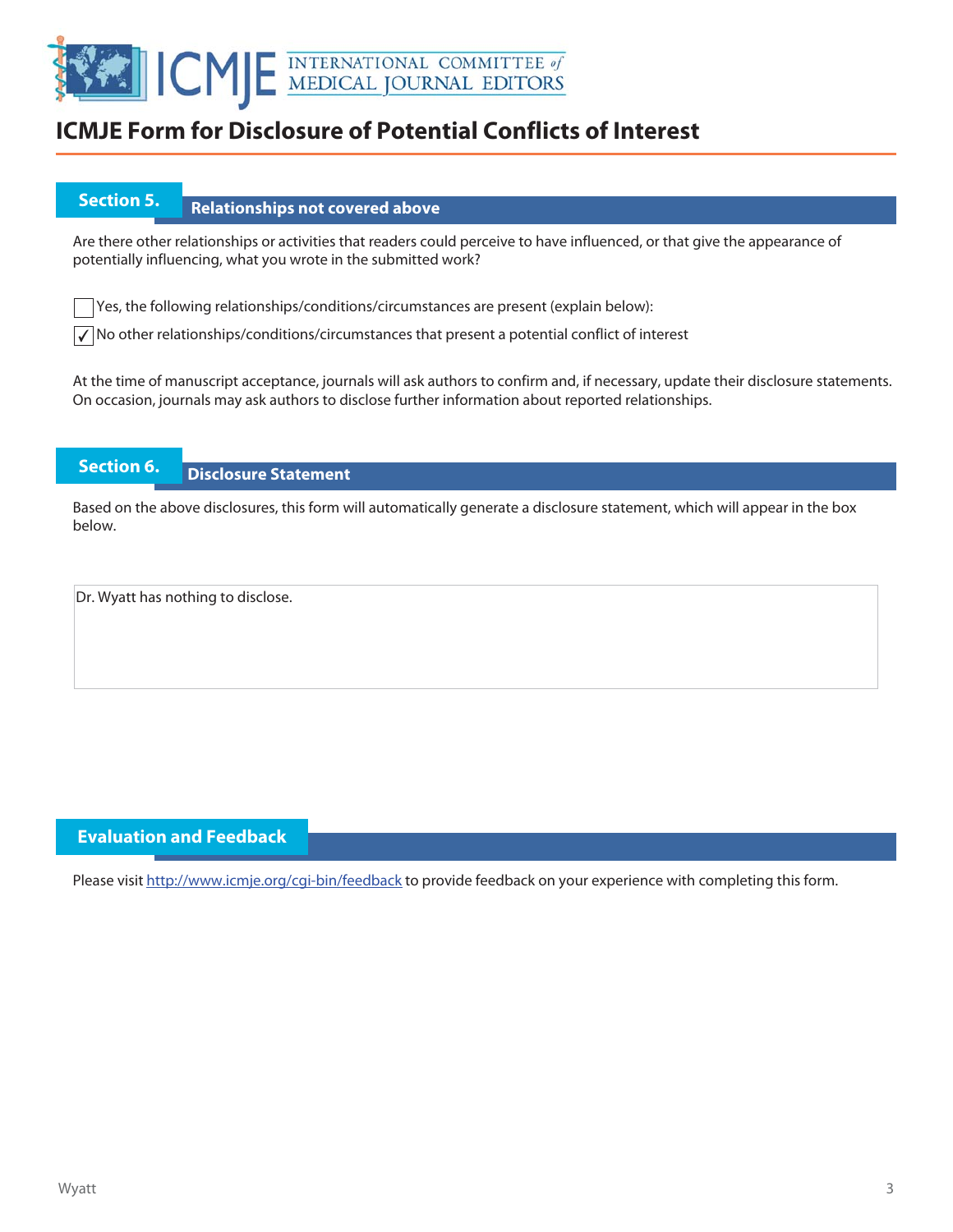# ICMJE Form for Disclosure of Potential Conflicts of Interest

## Section 5. Relationships not covered above

Are there other relationships or activities that readers could perceive to have influenced, or that give the appearance of potentially influencing, what you wrote in the submitted work?

- [ ] Yes, the following relationships/conditions/circumstances are present (explain below):
- [x] No other relationships/conditions/circumstances that present a potential conflict of interest

At the time of manuscript acceptance, journals will ask authors to confirm and, if necessary, update their disclosure statements. On occasion, journals may ask authors to disclose further information about reported relationships.

## Section 6. Disclosure Statement

Based on the above disclosures, this form will automatically generate a disclosure statement, which will appear in the box below.

Dr. Wyatt has nothing to disclose.

## Evaluation and Feedback

Please visit http://www.icmje.org/cgi-bin/feedback to provide feedback on your experience with completing this form.